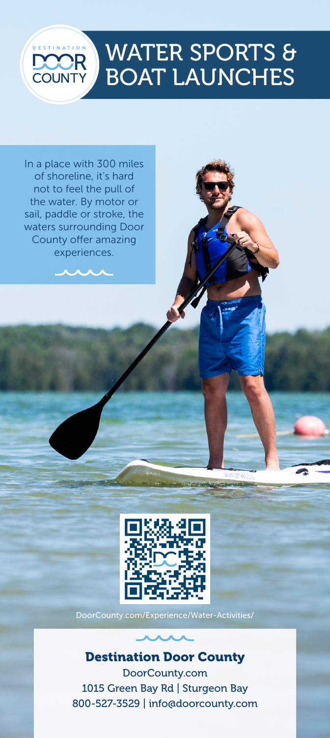DESTINATION DOOR COUNTY

# WATER SPORTS & BOAT LAUNCHES

In a place with 300 miles of shoreline, it's hard not to feel the pull of the water. By motor or sail, paddle or stroke, the waters surrounding Door County offer amazing experiences.

DoorCounty.com/Experience/Water-Activities/

## Destination Door County

DoorCounty.com
1015 Green Bay Rd | Sturgeon Bay
800-527-3529 | info@doorcounty.com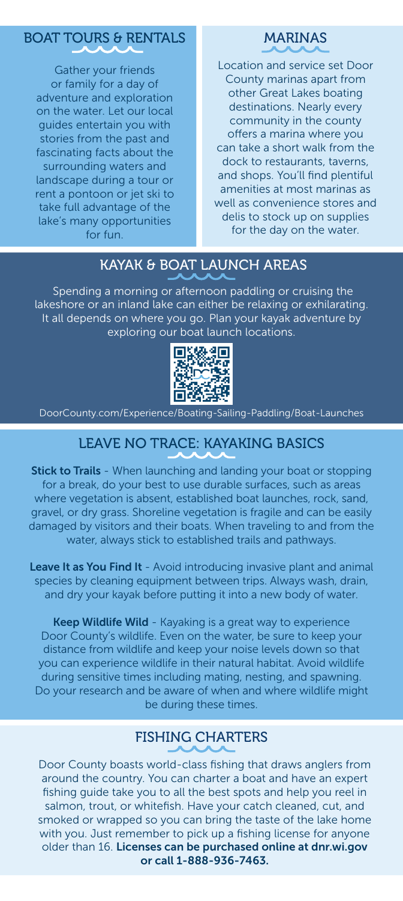## BOAT TOURS & RENTALS

Gather your friends or family for a day of adventure and exploration on the water. Let our local guides entertain you with stories from the past and fascinating facts about the surrounding waters and landscape during a tour or rent a pontoon or jet ski to take full advantage of the lake's many opportunities for fun.

## MARINAS

Location and service set Door County marinas apart from other Great Lakes boating destinations. Nearly every community in the county offers a marina where you can take a short walk from the dock to restaurants, taverns, and shops. You'll find plentiful amenities at most marinas as well as convenience stores and delis to stock up on supplies for the day on the water.

## KAYAK & BOAT LAUNCH AREAS

Spending a morning or afternoon paddling or cruising the lakeshore or an inland lake can either be relaxing or exhilarating. It all depends on where you go. Plan your kayak adventure by exploring our boat launch locations.

DoorCounty.com/Experience/Boating-Sailing-Paddling/Boat-Launches

## LEAVE NO TRACE: KAYAKING BASICS

**Stick to Trails** - When launching and landing your boat or stopping for a break, do your best to use durable surfaces, such as areas where vegetation is absent, established boat launches, rock, sand, gravel, or dry grass. Shoreline vegetation is fragile and can be easily damaged by visitors and their boats. When traveling to and from the water, always stick to established trails and pathways.

**Leave It as You Find It** - Avoid introducing invasive plant and animal species by cleaning equipment between trips. Always wash, drain, and dry your kayak before putting it into a new body of water.

**Keep Wildlife Wild** - Kayaking is a great way to experience Door County's wildlife. Even on the water, be sure to keep your distance from wildlife and keep your noise levels down so that you can experience wildlife in their natural habitat. Avoid wildlife during sensitive times including mating, nesting, and spawning. Do your research and be aware of when and where wildlife might be during these times.

## FISHING CHARTERS

Door County boasts world-class fishing that draws anglers from around the country. You can charter a boat and have an expert fishing guide take you to all the best spots and help you reel in salmon, trout, or whitefish. Have your catch cleaned, cut, and smoked or wrapped so you can bring the taste of the lake home with you. Just remember to pick up a fishing license for anyone older than 16. **Licenses can be purchased online at dnr.wi.gov or call 1-888-936-7463.**